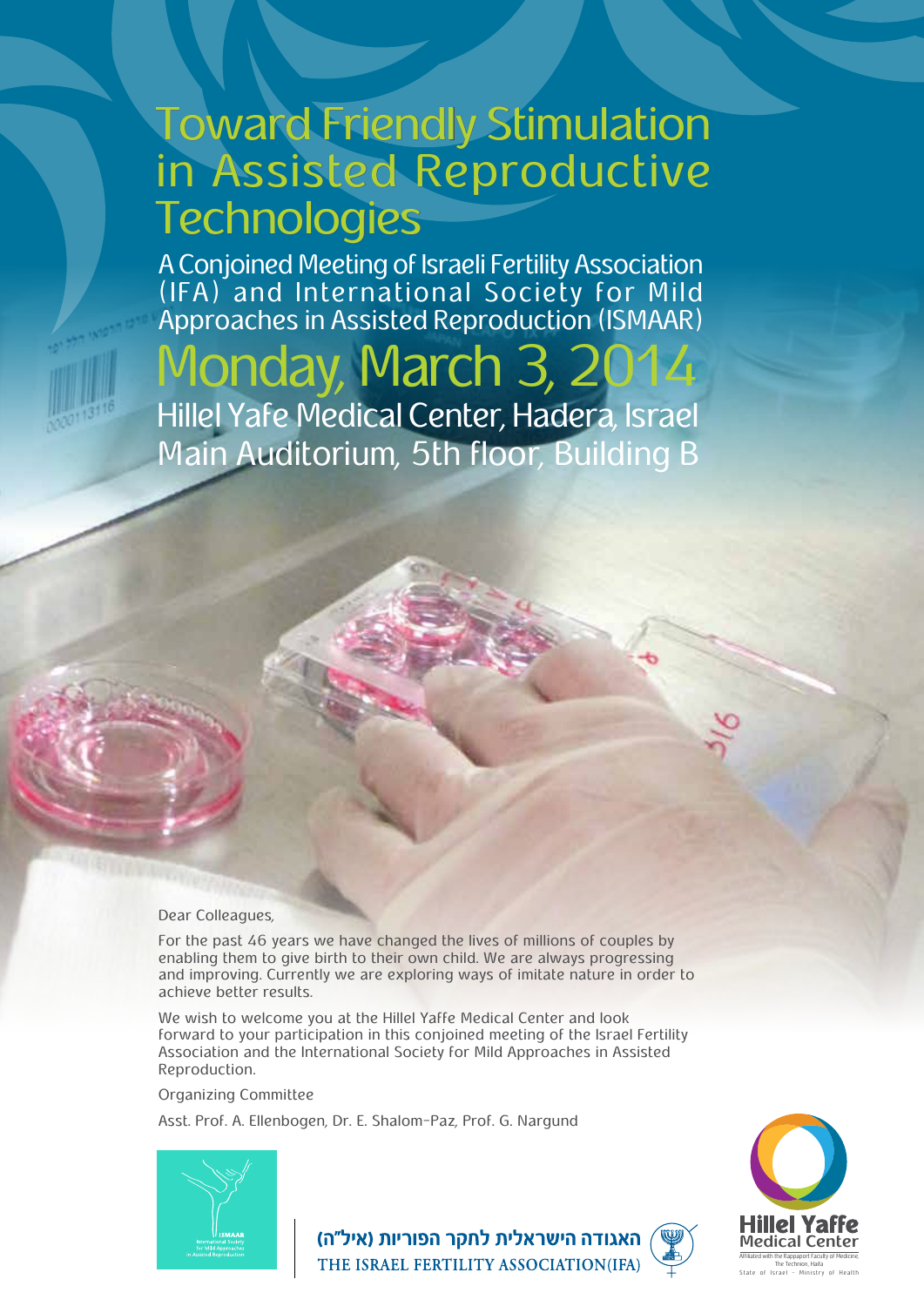# Toward Friendly Stimulation in Assisted Reproductive Technologies

## A Conjoined Meeting of Israeli Fertility Association (IFA) and International Society for Mild Approaches in Assisted Reproduction (ISMAAR)

## Monday, March 3, 2014

Hillel Yafe Medical Center, Hadera, Israel
Main Auditorium, 5th floor, Building B

Dear Colleagues,

For the past 46 years we have changed the lives of millions of couples by enabling them to give birth to their own child. We are always progressing and improving. Currently we are exploring ways of imitate nature in order to achieve better results.

We wish to welcome you at the Hillel Yaffe Medical Center and look forward to your participation in this conjoined meeting of the Israel Fertility Association and the International Society for Mild Approaches in Assisted Reproduction.

Organizing Committee

Asst. Prof. A. Ellenbogen, Dr. E. Shalom-Paz, Prof. G. Nargund

ISMAAR
International Society for Mild Approaches in Assisted Reproduction

האגודה הישראלית לחקר הפוריות (איל"ה)
THE ISRAEL FERTILITY ASSOCIATION(IFA)

Hillel Yaffe Medical Center
Affiliated with the Rappaport Faculty of Medicine, The Technion, Haifa
State of Israel - Ministry of Health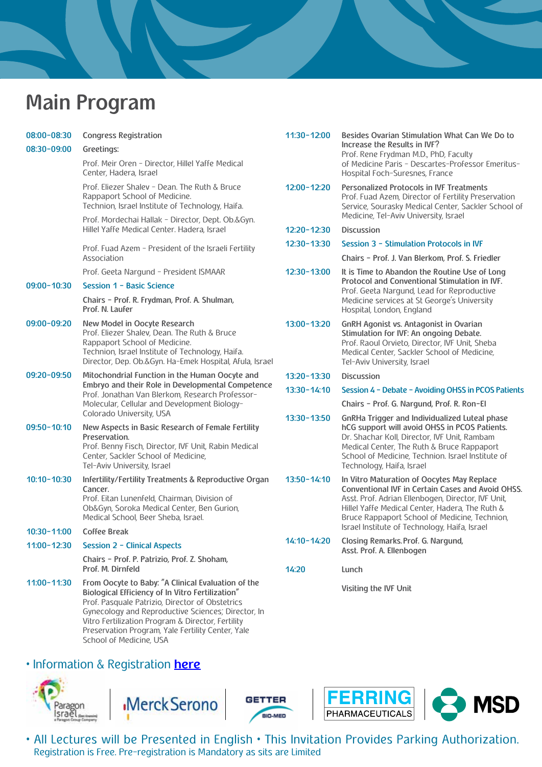# Main Program

**08:00-08:30** Congress Registration

**08:30-09:00** Greetings:

Prof. Meir Oren - Director, Hillel Yaffe Medical Center, Hadera, Israel

Prof. Eliezer Shalev - Dean. The Ruth & Bruce Rappaport School of Medicine. Technion, Israel Institute of Technology, Haifa.

Prof. Mordechai Hallak - Director, Dept. Ob.&Gyn. Hillel Yaffe Medical Center. Hadera, Israel

Prof. Fuad Azem - President of the Israeli Fertility Association

Prof. Geeta Nargund - President ISMAAR

**09:00-10:30** Session 1 - Basic Science

**Chairs - Prof. R. Frydman, Prof. A. Shulman, Prof. N. Laufer**

**09:00-09:20** **New Model in Oocyte Research**
Prof. Eliezer Shalev, Dean. The Ruth & Bruce Rappaport School of Medicine. Technion, Israel Institute of Technology, Haifa. Director, Dep. Ob.&Gyn. Ha-Emek Hospital, Afula, Israel

**09:20-09:50** **Mitochondrial Function in the Human Oocyte and Embryo and their Role in Developmental Competence**
Prof. Jonathan Van Blerkom, Research Professor- Molecular, Cellular and Development Biology- Colorado University, USA

**09:50-10:10** **New Aspects in Basic Research of Female Fertility Preservation.**
Prof. Benny Fisch, Director, IVF Unit, Rabin Medical Center, Sackler School of Medicine, Tel-Aviv University, Israel

**10:10-10:30** **Infertility/Fertility Treatments & Reproductive Organ Cancer.**
Prof. Eitan Lunenfeld, Chairman, Division of Ob&Gyn, Soroka Medical Center, Ben Gurion, Medical School, Beer Sheba, Israel.

**10:30-11:00** Coffee Break

**11:00-12:30** Session 2 - Clinical Aspects

**Chairs - Prof. P. Patrizio, Prof. Z. Shoham, Prof. M. Dirnfeld**

**11:00-11:30** **From Oocyte to Baby: "A Clinical Evaluation of the Biological Efficiency of In Vitro Fertilization"**
Prof. Pasquale Patrizio, Director of Obstetrics Gynecology and Reproductive Sciences; Director, In Vitro Fertilization Program & Director, Fertility Preservation Program, Yale Fertility Center, Yale School of Medicine, USA

**11:30-12:00** **Besides Ovarian Stimulation What Can We Do to Increase the Results in IVF?**
Prof. Rene Frydman M.D., PhD, Faculty of Medicine Paris - Descartes-Professor Emeritus- Hospital Foch-Suresnes, France

**12:00-12:20** **Personalized Protocols in IVF Treatments**
Prof. Fuad Azem, Director of Fertility Preservation Service, Sourasky Medical Center, Sackler School of Medicine, Tel-Aviv University, Israel

**12:20-12:30** Discussion

**12:30-13:30** Session 3 - Stimulation Protocols in IVF

**Chairs - Prof. J. Van Blerkom, Prof. S. Friedler**

**12:30-13:00** **It is Time to Abandon the Routine Use of Long Protocol and Conventional Stimulation in IVF.**
Prof. Geeta Nargund, Lead for Reproductive Medicine services at St George's University Hospital, London, England

**13:00-13:20** **GnRH Agonist vs. Antagonist in Ovarian Stimulation for IVF: An ongoing Debate.**
Prof. Raoul Orvieto, Director, IVF Unit, Sheba Medical Center, Sackler School of Medicine, Tel-Aviv University, Israel

**13:20-13:30** Discussion

**13:30-14:10** Session 4 - Debate - Avoiding OHSS in PCOS Patients

**Chairs - Prof. G. Nargund, Prof. R. Ron-El**

**13:30-13:50** **GnRHa Trigger and Individualized Luteal phase hCG support will avoid OHSS in PCOS Patients.**
Dr. Shachar Koll, Director, IVF Unit, Rambam Medical Center, The Ruth & Bruce Rappaport School of Medicine, Technion. Israel Institute of Technology, Haifa, Israel

**13:50-14:10** **In Vitro Maturation of Oocytes May Replace Conventional IVF in Certain Cases and Avoid OHSS.**
Asst. Prof. Adrian Ellenbogen, Director, IVF Unit, Hillel Yaffe Medical Center, Hadera, The Ruth & Bruce Rappaport School of Medicine, Technion, Israel Institute of Technology, Haifa, Israel

**14:10-14:20** **Closing Remarks.Prof. G. Nargund, Asst. Prof. A. Ellenbogen**

**14:20** Lunch

Visiting the IVF Unit

• Information & Registration **here**

Paragon Israel | Merck Serono | GETTER BIO-MED | FERRING PHARMACEUTICALS | MSD

• All Lectures will be Presented in English • This Invitation Provides Parking Authorization.
Registration is Free. Pre-registration is Mandatory as sits are Limited